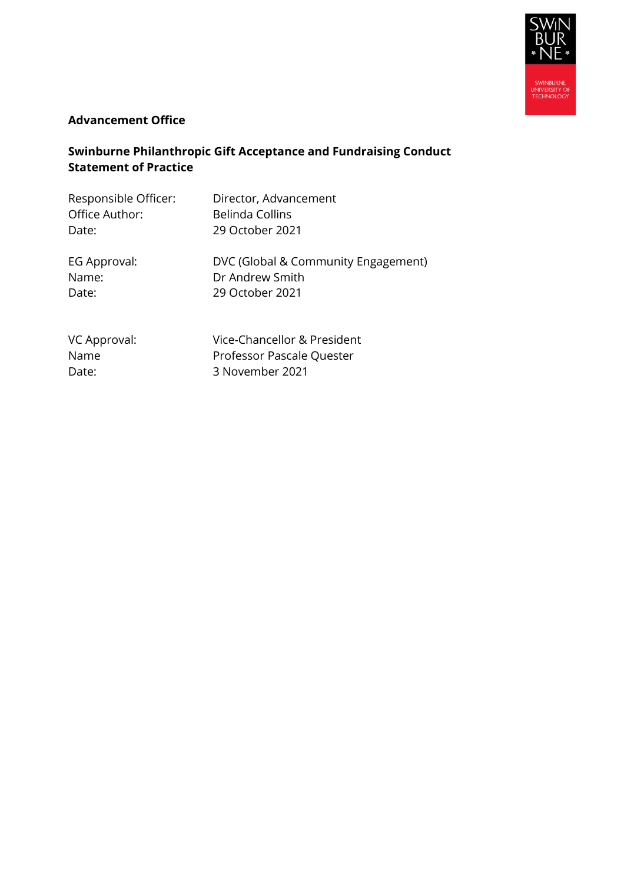**Advancement Office**

# Swinburne Philanthropic Gift Acceptance and Fundraising Conduct Statement of Practice

| | |
|---|---|
| Responsible Officer: | Director, Advancement |
| Office Author: | Belinda Collins |
| Date: | 29 October 2021 |

| | |
|---|---|
| EG Approval: | DVC (Global & Community Engagement) |
| Name: | Dr Andrew Smith |
| Date: | 29 October 2021 |

| | |
|---|---|
| VC Approval: | Vice-Chancellor & President |
| Name | Professor Pascale Quester |
| Date: | 3 November 2021 |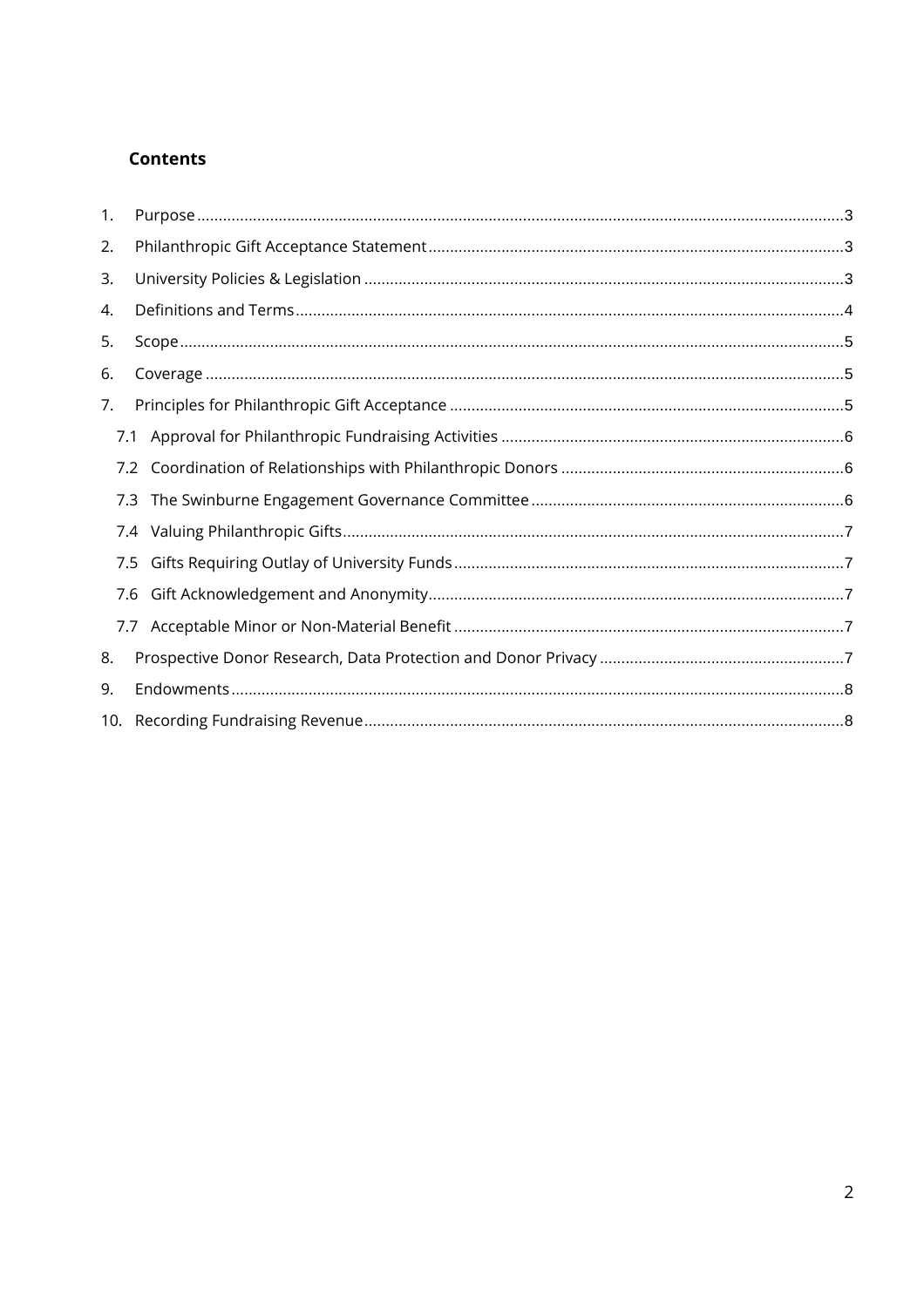## Contents

1. Purpose ..... 3
2. Philanthropic Gift Acceptance Statement ..... 3
3. University Policies & Legislation ..... 3
4. Definitions and Terms ..... 4
5. Scope ..... 5
6. Coverage ..... 5
7. Principles for Philanthropic Gift Acceptance ..... 5
   - 7.1 Approval for Philanthropic Fundraising Activities ..... 6
   - 7.2 Coordination of Relationships with Philanthropic Donors ..... 6
   - 7.3 The Swinburne Engagement Governance Committee ..... 6
   - 7.4 Valuing Philanthropic Gifts ..... 7
   - 7.5 Gifts Requiring Outlay of University Funds ..... 7
   - 7.6 Gift Acknowledgement and Anonymity ..... 7
   - 7.7 Acceptable Minor or Non-Material Benefit ..... 7
8. Prospective Donor Research, Data Protection and Donor Privacy ..... 7
9. Endowments ..... 8
10. Recording Fundraising Revenue ..... 8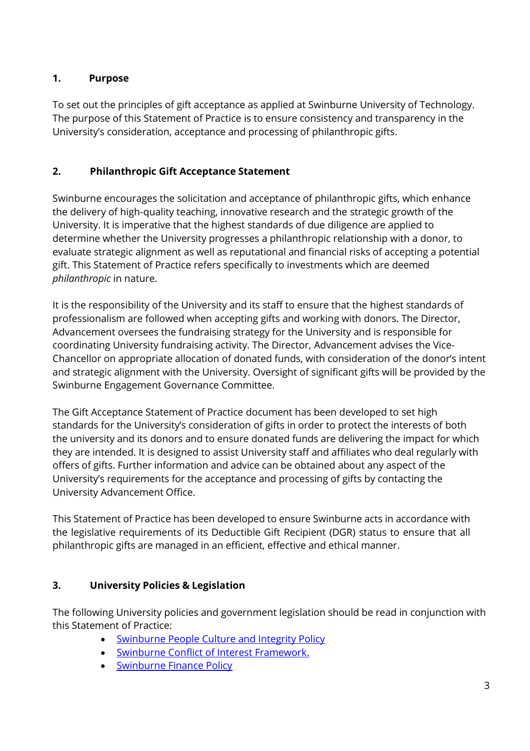## 1. Purpose

To set out the principles of gift acceptance as applied at Swinburne University of Technology. The purpose of this Statement of Practice is to ensure consistency and transparency in the University's consideration, acceptance and processing of philanthropic gifts.

## 2. Philanthropic Gift Acceptance Statement

Swinburne encourages the solicitation and acceptance of philanthropic gifts, which enhance the delivery of high-quality teaching, innovative research and the strategic growth of the University. It is imperative that the highest standards of due diligence are applied to determine whether the University progresses a philanthropic relationship with a donor, to evaluate strategic alignment as well as reputational and financial risks of accepting a potential gift. This Statement of Practice refers specifically to investments which are deemed *philanthropic* in nature.

It is the responsibility of the University and its staff to ensure that the highest standards of professionalism are followed when accepting gifts and working with donors. The Director, Advancement oversees the fundraising strategy for the University and is responsible for coordinating University fundraising activity. The Director, Advancement advises the Vice-Chancellor on appropriate allocation of donated funds, with consideration of the donor's intent and strategic alignment with the University. Oversight of significant gifts will be provided by the Swinburne Engagement Governance Committee.

The Gift Acceptance Statement of Practice document has been developed to set high standards for the University's consideration of gifts in order to protect the interests of both the university and its donors and to ensure donated funds are delivering the impact for which they are intended. It is designed to assist University staff and affiliates who deal regularly with offers of gifts. Further information and advice can be obtained about any aspect of the University's requirements for the acceptance and processing of gifts by contacting the University Advancement Office.

This Statement of Practice has been developed to ensure Swinburne acts in accordance with the legislative requirements of its Deductible Gift Recipient (DGR) status to ensure that all philanthropic gifts are managed in an efficient, effective and ethical manner.

## 3. University Policies & Legislation

The following University policies and government legislation should be read in conjunction with this Statement of Practice:

- Swinburne People Culture and Integrity Policy
- Swinburne Conflict of Interest Framework.
- Swinburne Finance Policy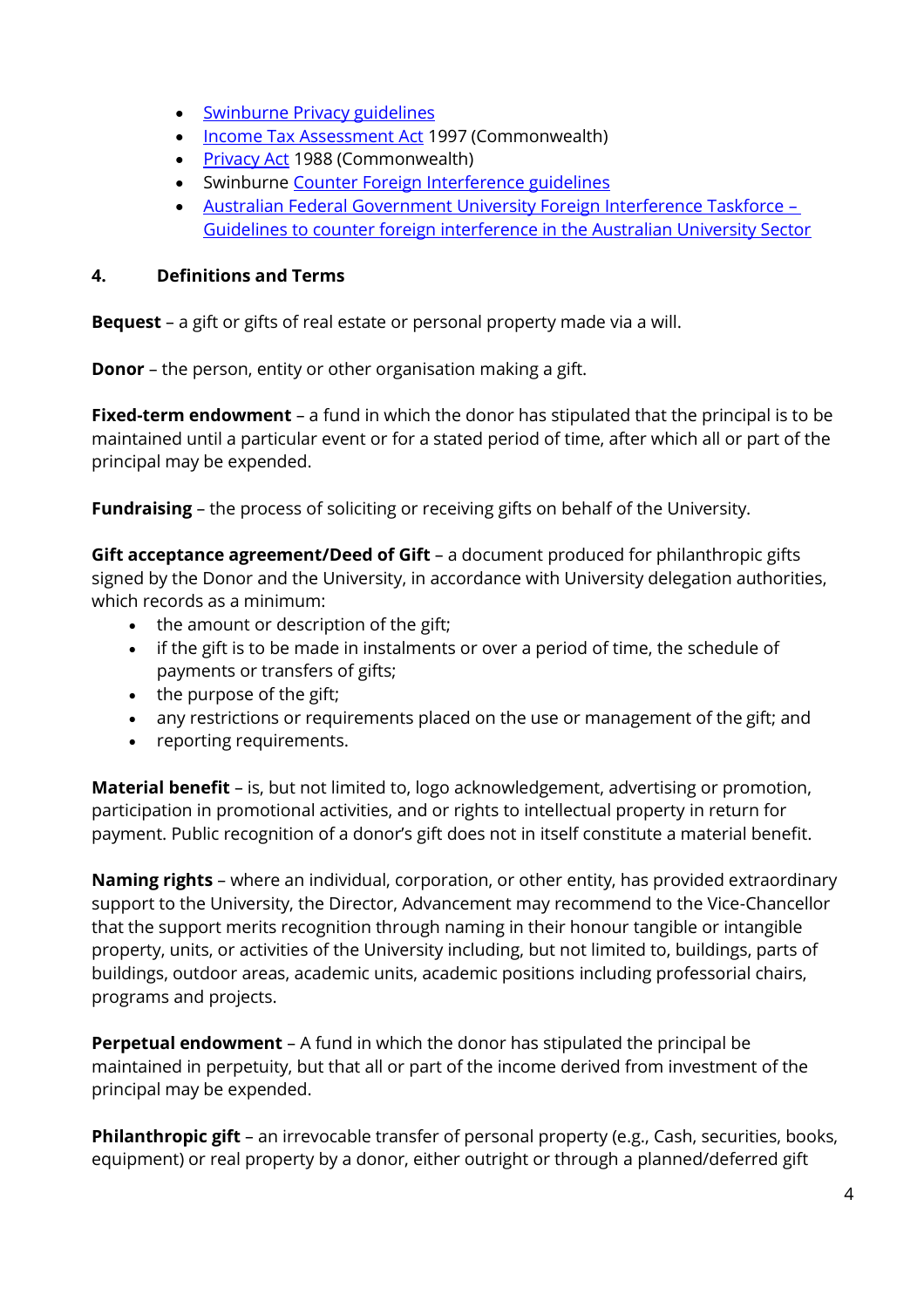- [Swinburne Privacy guidelines]
- [Income Tax Assessment Act] 1997 (Commonwealth)
- [Privacy Act] 1988 (Commonwealth)
- Swinburne [Counter Foreign Interference guidelines]
- [Australian Federal Government University Foreign Interference Taskforce – Guidelines to counter foreign interference in the Australian University Sector]

## 4. Definitions and Terms

**Bequest** – a gift or gifts of real estate or personal property made via a will.

**Donor** – the person, entity or other organisation making a gift.

**Fixed-term endowment** – a fund in which the donor has stipulated that the principal is to be maintained until a particular event or for a stated period of time, after which all or part of the principal may be expended.

**Fundraising** – the process of soliciting or receiving gifts on behalf of the University.

**Gift acceptance agreement/Deed of Gift** – a document produced for philanthropic gifts signed by the Donor and the University, in accordance with University delegation authorities, which records as a minimum:

- the amount or description of the gift;
- if the gift is to be made in instalments or over a period of time, the schedule of payments or transfers of gifts;
- the purpose of the gift;
- any restrictions or requirements placed on the use or management of the gift; and
- reporting requirements.

**Material benefit** – is, but not limited to, logo acknowledgement, advertising or promotion, participation in promotional activities, and or rights to intellectual property in return for payment. Public recognition of a donor's gift does not in itself constitute a material benefit.

**Naming rights** – where an individual, corporation, or other entity, has provided extraordinary support to the University, the Director, Advancement may recommend to the Vice-Chancellor that the support merits recognition through naming in their honour tangible or intangible property, units, or activities of the University including, but not limited to, buildings, parts of buildings, outdoor areas, academic units, academic positions including professorial chairs, programs and projects.

**Perpetual endowment** – A fund in which the donor has stipulated the principal be maintained in perpetuity, but that all or part of the income derived from investment of the principal may be expended.

**Philanthropic gift** – an irrevocable transfer of personal property (e.g., Cash, securities, books, equipment) or real property by a donor, either outright or through a planned/deferred gift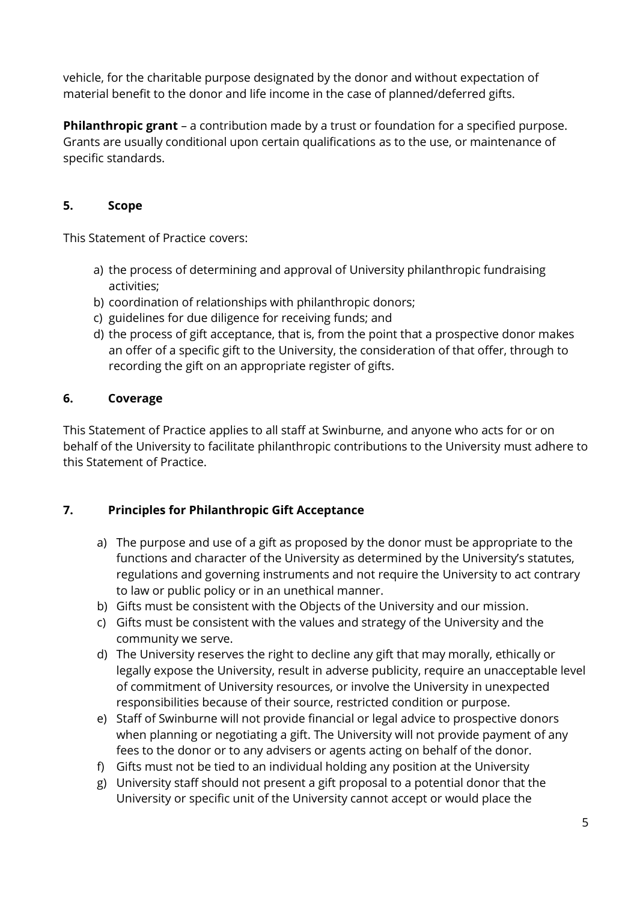vehicle, for the charitable purpose designated by the donor and without expectation of material benefit to the donor and life income in the case of planned/deferred gifts.

**Philanthropic grant** – a contribution made by a trust or foundation for a specified purpose. Grants are usually conditional upon certain qualifications as to the use, or maintenance of specific standards.

## 5. Scope

This Statement of Practice covers:

a) the process of determining and approval of University philanthropic fundraising activities;
b) coordination of relationships with philanthropic donors;
c) guidelines for due diligence for receiving funds; and
d) the process of gift acceptance, that is, from the point that a prospective donor makes an offer of a specific gift to the University, the consideration of that offer, through to recording the gift on an appropriate register of gifts.

## 6. Coverage

This Statement of Practice applies to all staff at Swinburne, and anyone who acts for or on behalf of the University to facilitate philanthropic contributions to the University must adhere to this Statement of Practice.

## 7. Principles for Philanthropic Gift Acceptance

a) The purpose and use of a gift as proposed by the donor must be appropriate to the functions and character of the University as determined by the University's statutes, regulations and governing instruments and not require the University to act contrary to law or public policy or in an unethical manner.
b) Gifts must be consistent with the Objects of the University and our mission.
c) Gifts must be consistent with the values and strategy of the University and the community we serve.
d) The University reserves the right to decline any gift that may morally, ethically or legally expose the University, result in adverse publicity, require an unacceptable level of commitment of University resources, or involve the University in unexpected responsibilities because of their source, restricted condition or purpose.
e) Staff of Swinburne will not provide financial or legal advice to prospective donors when planning or negotiating a gift. The University will not provide payment of any fees to the donor or to any advisers or agents acting on behalf of the donor.
f) Gifts must not be tied to an individual holding any position at the University
g) University staff should not present a gift proposal to a potential donor that the University or specific unit of the University cannot accept or would place the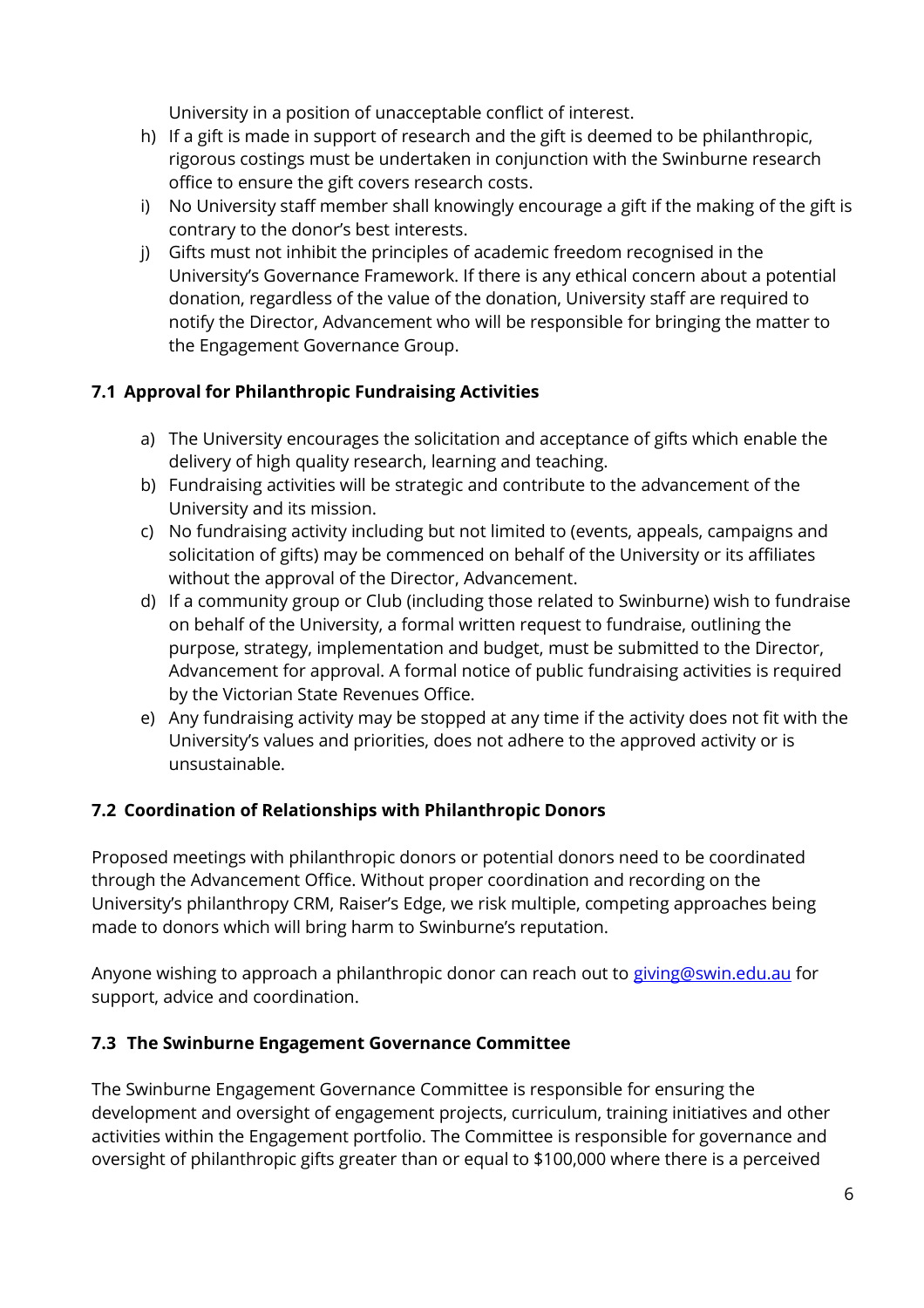University in a position of unacceptable conflict of interest.

h) If a gift is made in support of research and the gift is deemed to be philanthropic, rigorous costings must be undertaken in conjunction with the Swinburne research office to ensure the gift covers research costs.
i) No University staff member shall knowingly encourage a gift if the making of the gift is contrary to the donor's best interests.
j) Gifts must not inhibit the principles of academic freedom recognised in the University's Governance Framework. If there is any ethical concern about a potential donation, regardless of the value of the donation, University staff are required to notify the Director, Advancement who will be responsible for bringing the matter to the Engagement Governance Group.

### 7.1 Approval for Philanthropic Fundraising Activities

a) The University encourages the solicitation and acceptance of gifts which enable the delivery of high quality research, learning and teaching.
b) Fundraising activities will be strategic and contribute to the advancement of the University and its mission.
c) No fundraising activity including but not limited to (events, appeals, campaigns and solicitation of gifts) may be commenced on behalf of the University or its affiliates without the approval of the Director, Advancement.
d) If a community group or Club (including those related to Swinburne) wish to fundraise on behalf of the University, a formal written request to fundraise, outlining the purpose, strategy, implementation and budget, must be submitted to the Director, Advancement for approval. A formal notice of public fundraising activities is required by the Victorian State Revenues Office.
e) Any fundraising activity may be stopped at any time if the activity does not fit with the University's values and priorities, does not adhere to the approved activity or is unsustainable.

### 7.2 Coordination of Relationships with Philanthropic Donors

Proposed meetings with philanthropic donors or potential donors need to be coordinated through the Advancement Office. Without proper coordination and recording on the University's philanthropy CRM, Raiser's Edge, we risk multiple, competing approaches being made to donors which will bring harm to Swinburne's reputation.

Anyone wishing to approach a philanthropic donor can reach out to [giving@swin.edu.au](mailto:giving@swin.edu.au) for support, advice and coordination.

### 7.3 The Swinburne Engagement Governance Committee

The Swinburne Engagement Governance Committee is responsible for ensuring the development and oversight of engagement projects, curriculum, training initiatives and other activities within the Engagement portfolio. The Committee is responsible for governance and oversight of philanthropic gifts greater than or equal to $100,000 where there is a perceived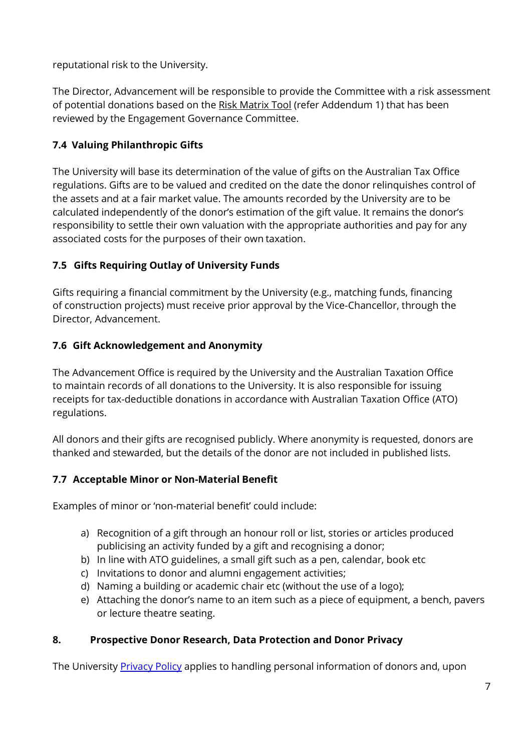reputational risk to the University.

The Director, Advancement will be responsible to provide the Committee with a risk assessment of potential donations based on the Risk Matrix Tool (refer Addendum 1) that has been reviewed by the Engagement Governance Committee.

### 7.4 Valuing Philanthropic Gifts

The University will base its determination of the value of gifts on the Australian Tax Office regulations. Gifts are to be valued and credited on the date the donor relinquishes control of the assets and at a fair market value. The amounts recorded by the University are to be calculated independently of the donor's estimation of the gift value. It remains the donor's responsibility to settle their own valuation with the appropriate authorities and pay for any associated costs for the purposes of their own taxation.

### 7.5 Gifts Requiring Outlay of University Funds

Gifts requiring a financial commitment by the University (e.g., matching funds, financing of construction projects) must receive prior approval by the Vice-Chancellor, through the Director, Advancement.

### 7.6 Gift Acknowledgement and Anonymity

The Advancement Office is required by the University and the Australian Taxation Office to maintain records of all donations to the University. It is also responsible for issuing receipts for tax-deductible donations in accordance with Australian Taxation Office (ATO) regulations.

All donors and their gifts are recognised publicly. Where anonymity is requested, donors are thanked and stewarded, but the details of the donor are not included in published lists.

### 7.7 Acceptable Minor or Non-Material Benefit

Examples of minor or 'non-material benefit' could include:

a) Recognition of a gift through an honour roll or list, stories or articles produced publicising an activity funded by a gift and recognising a donor;
b) In line with ATO guidelines, a small gift such as a pen, calendar, book etc
c) Invitations to donor and alumni engagement activities;
d) Naming a building or academic chair etc (without the use of a logo);
e) Attaching the donor's name to an item such as a piece of equipment, a bench, pavers or lecture theatre seating.

## 8. Prospective Donor Research, Data Protection and Donor Privacy

The University Privacy Policy applies to handling personal information of donors and, upon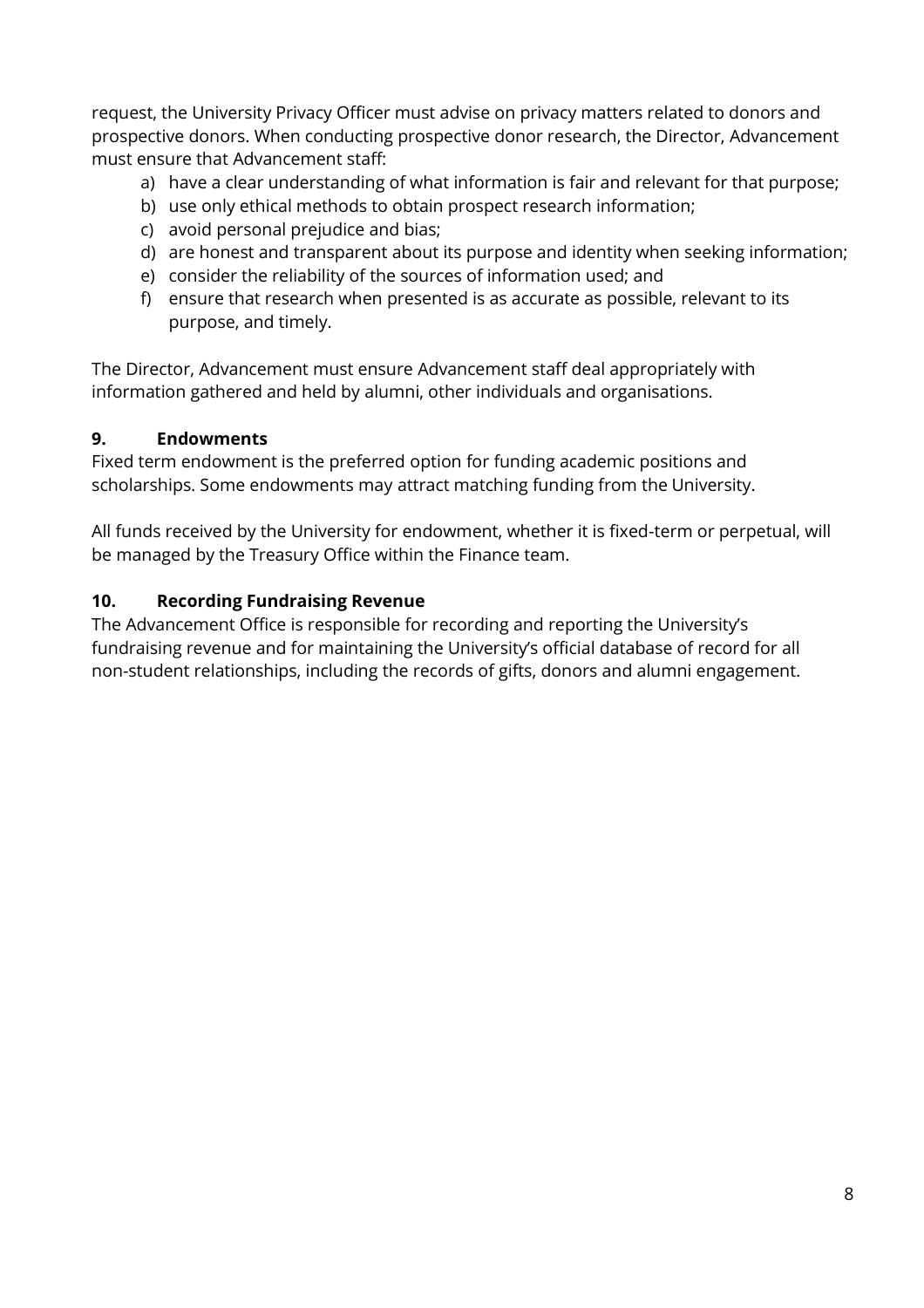request, the University Privacy Officer must advise on privacy matters related to donors and prospective donors. When conducting prospective donor research, the Director, Advancement must ensure that Advancement staff:

a) have a clear understanding of what information is fair and relevant for that purpose;
b) use only ethical methods to obtain prospect research information;
c) avoid personal prejudice and bias;
d) are honest and transparent about its purpose and identity when seeking information;
e) consider the reliability of the sources of information used; and
f) ensure that research when presented is as accurate as possible, relevant to its purpose, and timely.

The Director, Advancement must ensure Advancement staff deal appropriately with information gathered and held by alumni, other individuals and organisations.

## 9. Endowments

Fixed term endowment is the preferred option for funding academic positions and scholarships. Some endowments may attract matching funding from the University.

All funds received by the University for endowment, whether it is fixed-term or perpetual, will be managed by the Treasury Office within the Finance team.

## 10. Recording Fundraising Revenue

The Advancement Office is responsible for recording and reporting the University's fundraising revenue and for maintaining the University's official database of record for all non-student relationships, including the records of gifts, donors and alumni engagement.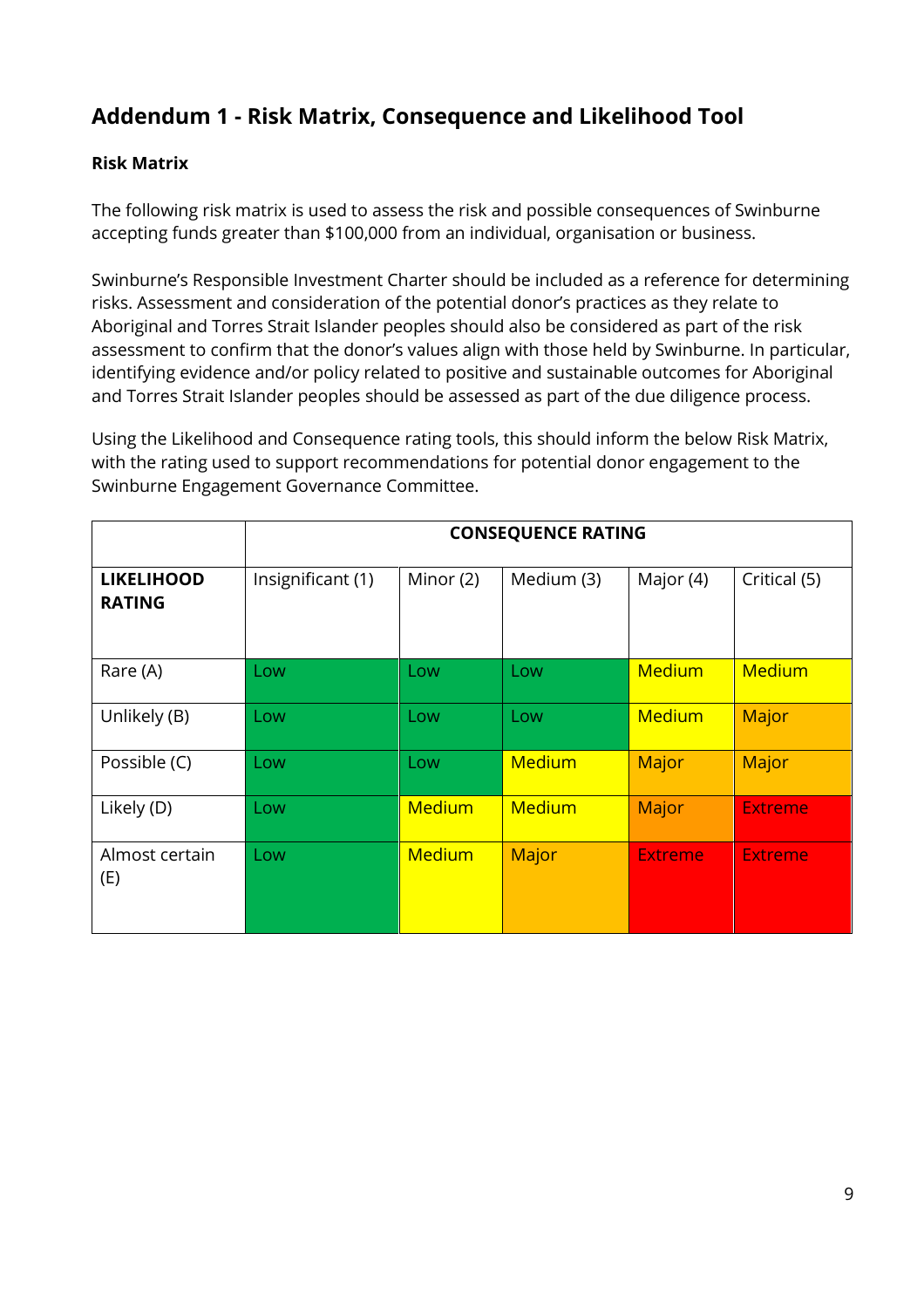## Addendum 1 - Risk Matrix, Consequence and Likelihood Tool

**Risk Matrix**

The following risk matrix is used to assess the risk and possible consequences of Swinburne accepting funds greater than $100,000 from an individual, organisation or business.

Swinburne's Responsible Investment Charter should be included as a reference for determining risks. Assessment and consideration of the potential donor's practices as they relate to Aboriginal and Torres Strait Islander peoples should also be considered as part of the risk assessment to confirm that the donor's values align with those held by Swinburne. In particular, identifying evidence and/or policy related to positive and sustainable outcomes for Aboriginal and Torres Strait Islander peoples should be assessed as part of the due diligence process.

Using the Likelihood and Consequence rating tools, this should inform the below Risk Matrix, with the rating used to support recommendations for potential donor engagement to the Swinburne Engagement Governance Committee.

| | **CONSEQUENCE RATING** | | | | |
|---|---|---|---|---|---|
| **LIKELIHOOD RATING** | Insignificant (1) | Minor (2) | Medium (3) | Major (4) | Critical (5) |
| Rare (A) | Low | Low | Low | Medium | Medium |
| Unlikely (B) | Low | Low | Low | Medium | Major |
| Possible (C) | Low | Low | Medium | Major | Major |
| Likely (D) | Low | Medium | Medium | Major | Extreme |
| Almost certain (E) | Low | Medium | Major | Extreme | Extreme |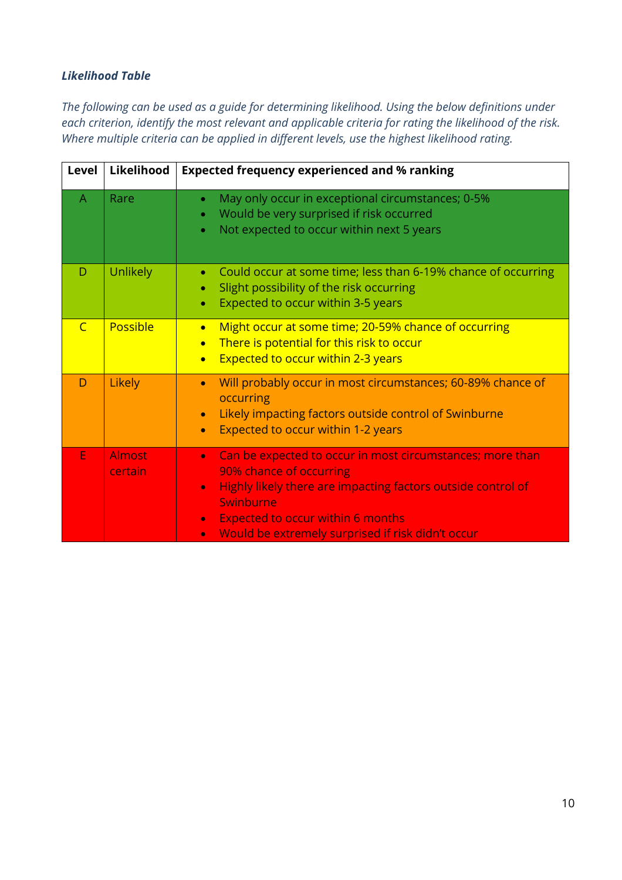***Likelihood Table***

*The following can be used as a guide for determining likelihood. Using the below definitions under each criterion, identify the most relevant and applicable criteria for rating the likelihood of the risk. Where multiple criteria can be applied in different levels, use the highest likelihood rating.*

| Level | Likelihood | Expected frequency experienced and % ranking |
|---|---|---|
| A | Rare | • May only occur in exceptional circumstances; 0-5%<br>• Would be very surprised if risk occurred<br>• Not expected to occur within next 5 years |
| D | Unlikely | • Could occur at some time; less than 6-19% chance of occurring<br>• Slight possibility of the risk occurring<br>• Expected to occur within 3-5 years |
| C | Possible | • Might occur at some time; 20-59% chance of occurring<br>• There is potential for this risk to occur<br>• Expected to occur within 2-3 years |
| D | Likely | • Will probably occur in most circumstances; 60-89% chance of occurring<br>• Likely impacting factors outside control of Swinburne<br>• Expected to occur within 1-2 years |
| E | Almost certain | • Can be expected to occur in most circumstances; more than 90% chance of occurring<br>• Highly likely there are impacting factors outside control of Swinburne<br>• Expected to occur within 6 months<br>• Would be extremely surprised if risk didn't occur |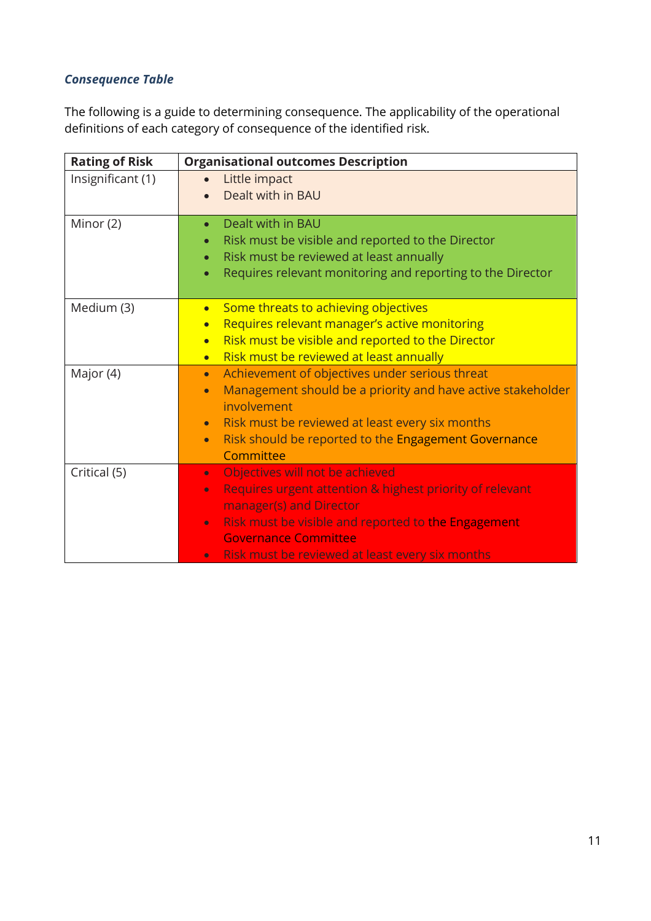***Consequence Table***

The following is a guide to determining consequence. The applicability of the operational definitions of each category of consequence of the identified risk.

| Rating of Risk | Organisational outcomes Description |
|---|---|
| Insignificant (1) | • Little impact<br>• Dealt with in BAU |
| Minor (2) | • Dealt with in BAU<br>• Risk must be visible and reported to the Director<br>• Risk must be reviewed at least annually<br>• Requires relevant monitoring and reporting to the Director |
| Medium (3) | • Some threats to achieving objectives<br>• Requires relevant manager's active monitoring<br>• Risk must be visible and reported to the Director<br>• Risk must be reviewed at least annually |
| Major (4) | • Achievement of objectives under serious threat<br>• Management should be a priority and have active stakeholder involvement<br>• Risk must be reviewed at least every six months<br>• Risk should be reported to the Engagement Governance Committee |
| Critical (5) | • Objectives will not be achieved<br>• Requires urgent attention & highest priority of relevant manager(s) and Director<br>• Risk must be visible and reported to the Engagement Governance Committee<br>• Risk must be reviewed at least every six months |